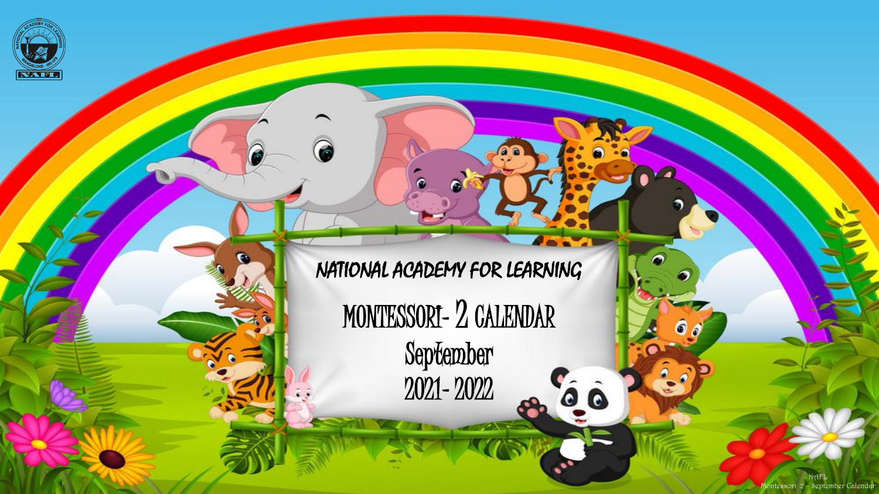# NATIONAL ACADEMY FOR LEARNING

## MONTESSORI- 2 CALENDAR

## September

## 2021- 2022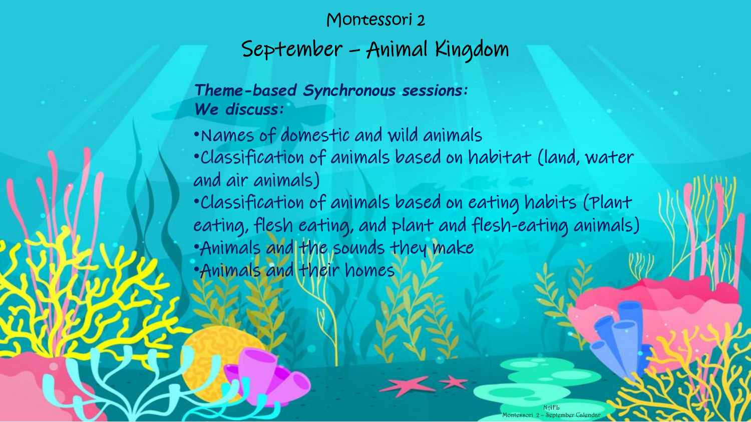# Montessori 2

## September – Animal Kingdom

***Theme-based Synchronous sessions:***
***We discuss:***

- Names of domestic and wild animals
- Classification of animals based on habitat (land, water and air animals)
- Classification of animals based on eating habits (Plant eating, flesh eating, and plant and flesh-eating animals)
- Animals and the sounds they make
- Animals and their homes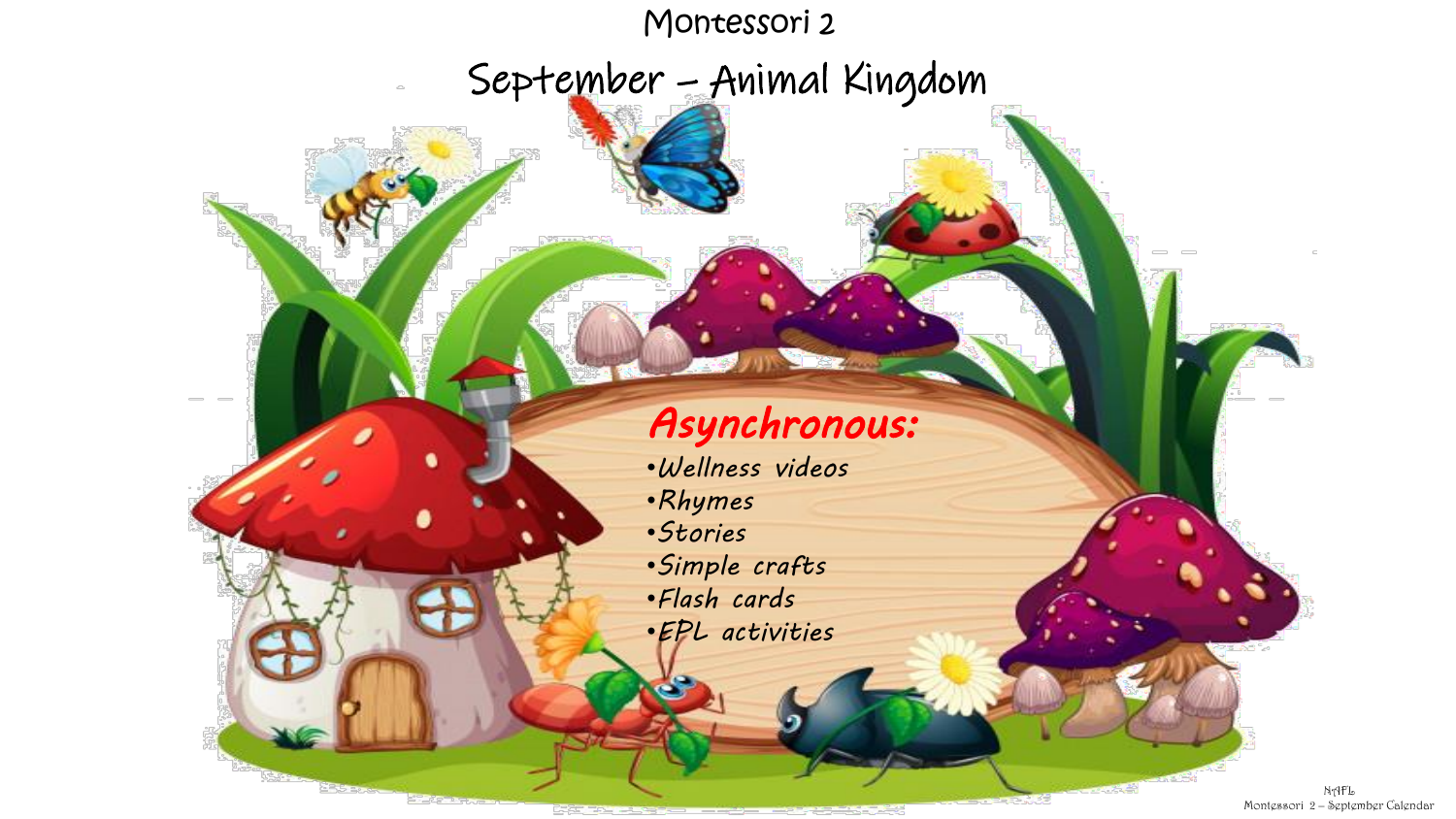# Montessori 2

## September – Animal Kingdom

**Asynchronous:**

- *Wellness videos*
- *Rhymes*
- *Stories*
- *Simple crafts*
- *Flash cards*
- *EPL activities*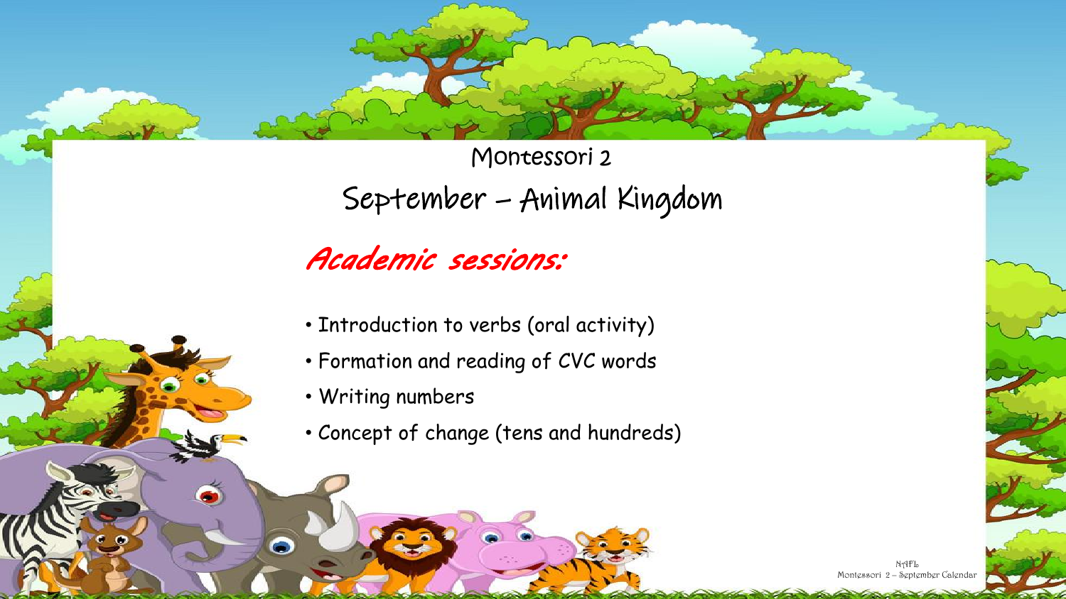# Montessori 2

## September – Animal Kingdom

### *Academic sessions:*

- Introduction to verbs (oral activity)
- Formation and reading of CVC words
- Writing numbers
- Concept of change (tens and hundreds)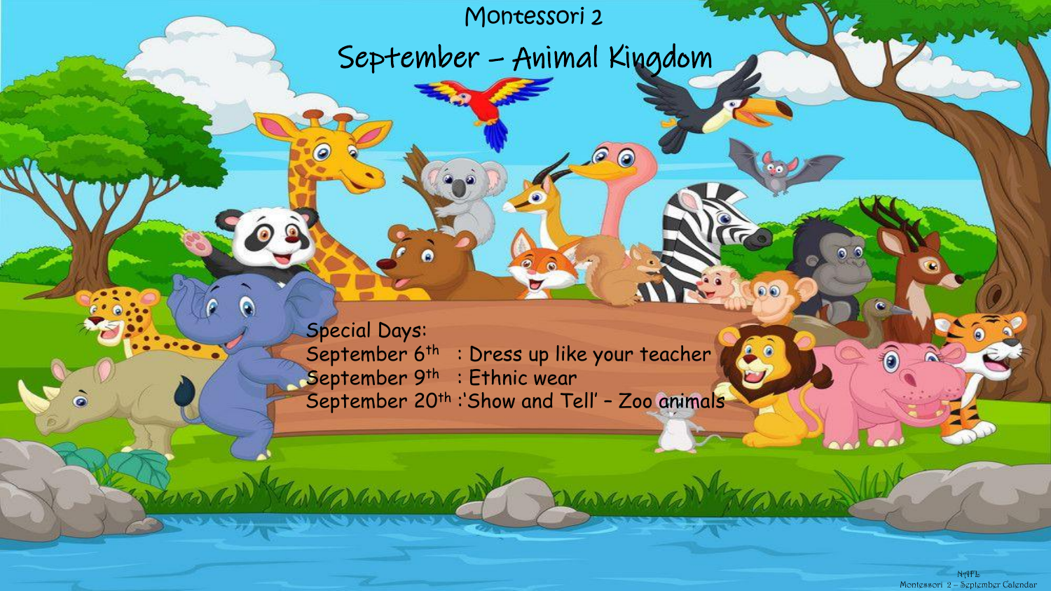# Montessori 2

## September – Animal Kingdom

Special Days:

September 6th : Dress up like your teacher

September 9th : Ethnic wear

September 20th :'Show and Tell' – Zoo animals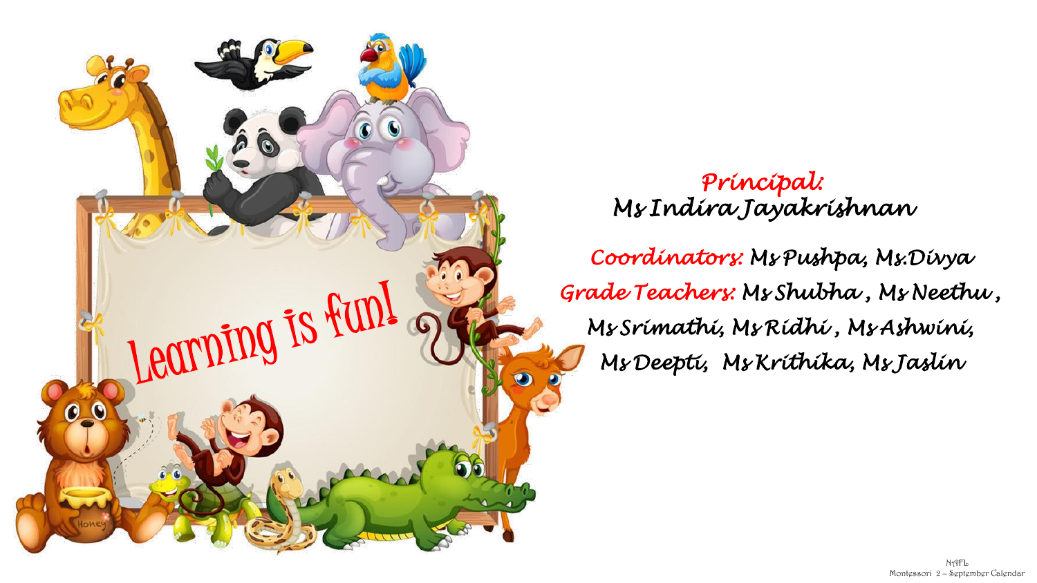Learning is fun!

**Principal:**
**Ms Indira Jayakrishnan**

**Coordinators:** Ms Pushpa, Ms.Divya

**Grade Teachers:** Ms Shubha , Ms Neethu , Ms Srimathi, Ms Ridhi , Ms Ashwini, Ms Deepti, Ms Krithika, Ms Jaslin